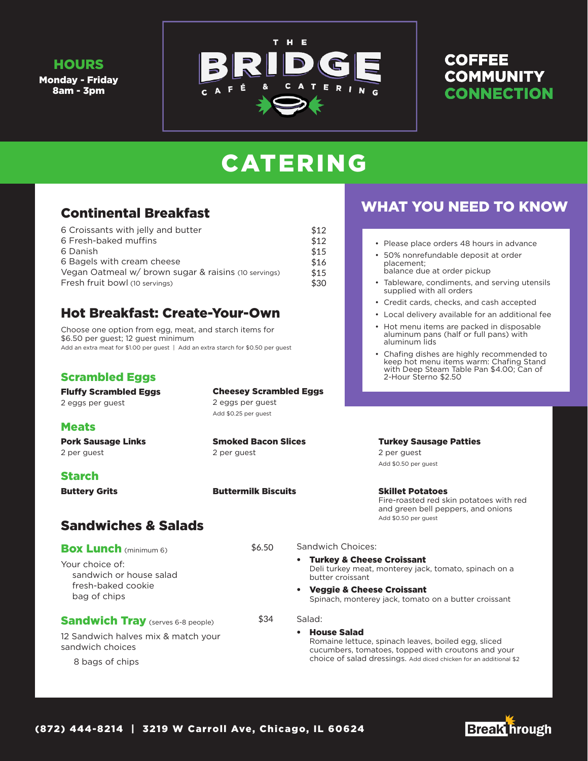**HOURS**
Monday - Friday
8am - 3pm

# THE BRIDGE CAFÉ & CATERING

**COFFEE COMMUNITY CONNECTION**

# CATERING

## Continental Breakfast

| Item | Price |
|---|---|
| 6 Croissants with jelly and butter | $12 |
| 6 Fresh-baked muffins | $12 |
| 6 Danish | $15 |
| 6 Bagels with cream cheese | $16 |
| Vegan Oatmeal w/ brown sugar & raisins (10 servings) | $15 |
| Fresh fruit bowl (10 servings) | $30 |

## Hot Breakfast: Create-Your-Own

Choose one option from egg, meat, and starch items for $6.50 per guest; 12 guest minimum
Add an extra meat for $1.00 per guest | Add an extra starch for $0.50 per guest

### Scrambled Eggs

**Fluffy Scrambled Eggs**
2 eggs per guest

**Cheesey Scrambled Eggs**
2 eggs per guest
Add $0.25 per guest

### Meats

**Pork Sausage Links**
2 per guest

**Smoked Bacon Slices**
2 per guest

**Turkey Sausage Patties**
2 per guest
Add $0.50 per guest

### Starch

**Buttery Grits**

**Buttermilk Biscuits**

**Skillet Potatoes**
Fire-roasted red skin potatoes with red and green bell peppers, and onions
Add $0.50 per guest

## WHAT YOU NEED TO KNOW

- Please place orders 48 hours in advance
- 50% nonrefundable deposit at order placement; balance due at order pickup
- Tableware, condiments, and serving utensils supplied with all orders
- Credit cards, checks, and cash accepted
- Local delivery available for an additional fee
- Hot menu items are packed in disposable aluminum pans (half or full pans) with aluminum lids
- Chafing dishes are highly recommended to keep hot menu items warm: Chafing Stand with Deep Steam Table Pan $4.00; Can of 2-Hour Sterno $2.50

## Sandwiches & Salads

### Box Lunch (minimum 6) — $6.50

Your choice of:
- sandwich or house salad
- fresh-baked cookie
- bag of chips

### Sandwich Tray (serves 6-8 people) — $34

12 Sandwich halves mix & match your sandwich choices

8 bags of chips

Sandwich Choices:

- **Turkey & Cheese Croissant**
  Deli turkey meat, monterey jack, tomato, spinach on a butter croissant
- **Veggie & Cheese Croissant**
  Spinach, monterey jack, tomato on a butter croissant

Salad:

- **House Salad**
  Romaine lettuce, spinach leaves, boiled egg, sliced cucumbers, tomatoes, topped with croutons and your choice of salad dressings. Add diced chicken for an additional $2

(872) 444-8214 | 3219 W Carroll Ave, Chicago, IL 60624

Breakthrough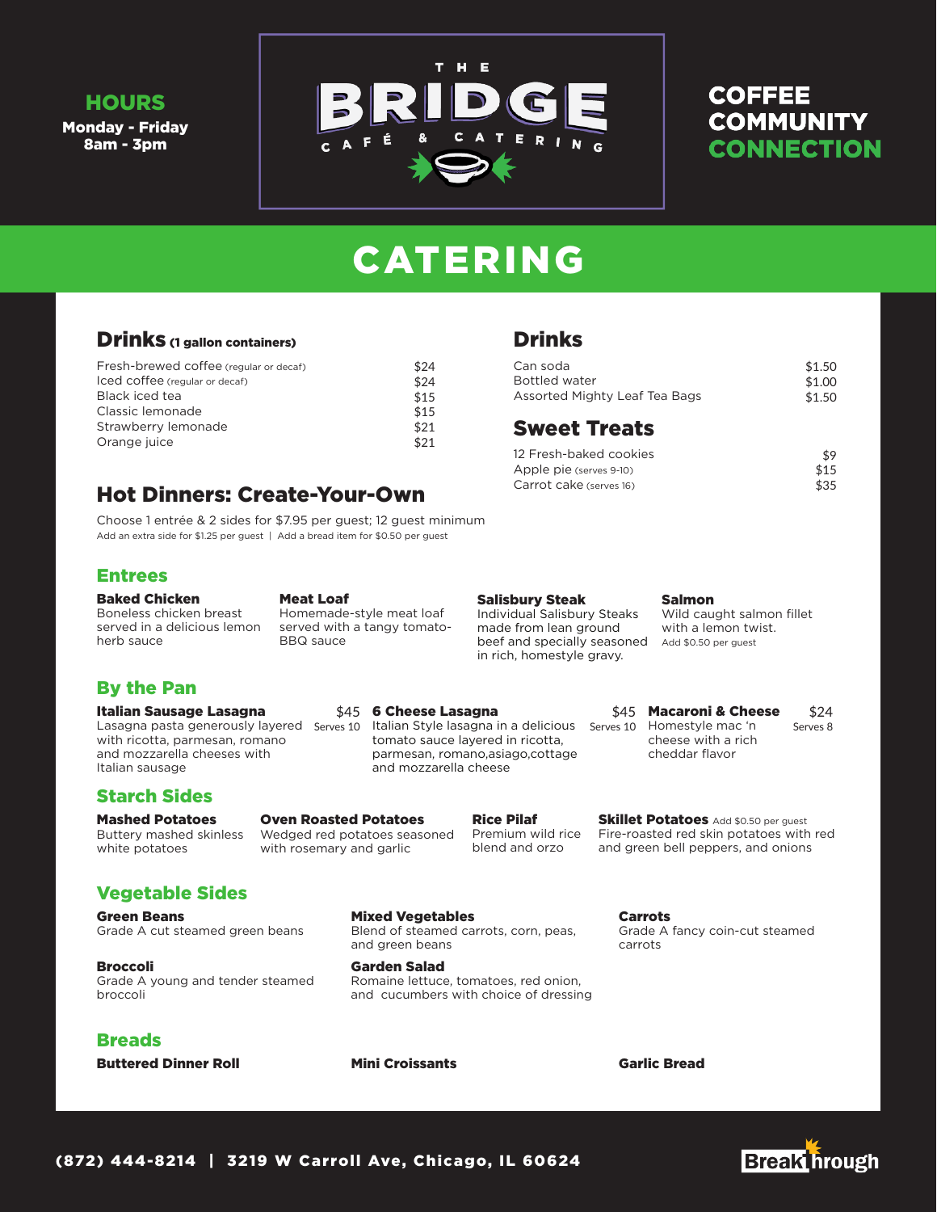**HOURS**
**Monday - Friday**
**8am - 3pm**

THE BRIDGE
CAFÉ & CATERING

**COFFEE**
**COMMUNITY**
**CONNECTION**

# CATERING

## Drinks (1 gallon containers)

| | |
|---|---|
| Fresh-brewed coffee (regular or decaf) | $24 |
| Iced coffee (regular or decaf) | $24 |
| Black iced tea | $15 |
| Classic lemonade | $15 |
| Strawberry lemonade | $21 |
| Orange juice | $21 |

## Drinks

| | |
|---|---|
| Can soda | $1.50 |
| Bottled water | $1.00 |
| Assorted Mighty Leaf Tea Bags | $1.50 |

## Sweet Treats

| | |
|---|---|
| 12 Fresh-baked cookies | $9 |
| Apple pie (serves 9-10) | $15 |
| Carrot cake (serves 16) | $35 |

## Hot Dinners: Create-Your-Own

Choose 1 entrée & 2 sides for $7.95 per guest; 12 guest minimum
Add an extra side for $1.25 per guest | Add a bread item for $0.50 per guest

### Entrees

**Baked Chicken**
Boneless chicken breast served in a delicious lemon herb sauce

**Meat Loaf**
Homemade-style meat loaf served with a tangy tomato-BBQ sauce

**Salisbury Steak**
Individual Salisbury Steaks made from lean ground beef and specially seasoned in rich, homestyle gravy.

**Salmon**
Wild caught salmon fillet with a lemon twist.
Add $0.50 per guest

### By the Pan

**Italian Sausage Lasagna** — $45, Serves 10
Lasagna pasta generously layered with ricotta, parmesan, romano and mozzarella cheeses with Italian sausage

**6 Cheese Lasagna** — $45, Serves 10
Italian Style lasagna in a delicious tomato sauce layered in ricotta, parmesan, romano,asiago,cottage and mozzarella cheese

**Macaroni & Cheese** — $24, Serves 8
Homestyle mac 'n cheese with a rich cheddar flavor

### Starch Sides

**Mashed Potatoes**
Buttery mashed skinless white potatoes

**Oven Roasted Potatoes**
Wedged red potatoes seasoned with rosemary and garlic

**Rice Pilaf**
Premium wild rice blend and orzo

**Skillet Potatoes** Add $0.50 per guest
Fire-roasted red skin potatoes with red and green bell peppers, and onions

### Vegetable Sides

**Green Beans**
Grade A cut steamed green beans

**Mixed Vegetables**
Blend of steamed carrots, corn, peas, and green beans

**Carrots**
Grade A fancy coin-cut steamed carrots

**Broccoli**
Grade A young and tender steamed broccoli

**Garden Salad**
Romaine lettuce, tomatoes, red onion, and cucumbers with choice of dressing

### Breads

**Buttered Dinner Roll**

**Mini Croissants**

**Garlic Bread**

**(872) 444-8214 | 3219 W Carroll Ave, Chicago, IL 60624**

Breakthrough